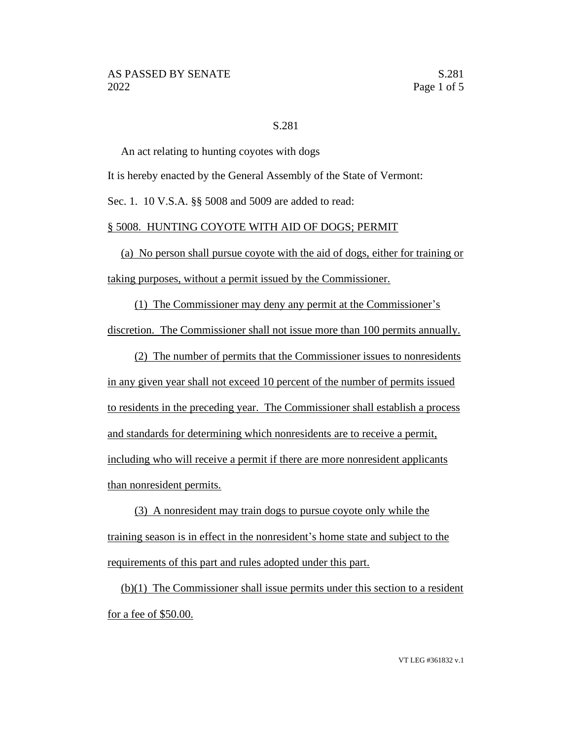S.281

An act relating to hunting coyotes with dogs

It is hereby enacted by the General Assembly of the State of Vermont:

Sec. 1. 10 V.S.A. §§ 5008 and 5009 are added to read:

§ 5008. HUNTING COYOTE WITH AID OF DOGS; PERMIT

(a) No person shall pursue coyote with the aid of dogs, either for training or taking purposes, without a permit issued by the Commissioner.

(1) The Commissioner may deny any permit at the Commissioner's discretion. The Commissioner shall not issue more than 100 permits annually.

(2) The number of permits that the Commissioner issues to nonresidents in any given year shall not exceed 10 percent of the number of permits issued to residents in the preceding year. The Commissioner shall establish a process and standards for determining which nonresidents are to receive a permit, including who will receive a permit if there are more nonresident applicants than nonresident permits.

(3) A nonresident may train dogs to pursue coyote only while the training season is in effect in the nonresident's home state and subject to the requirements of this part and rules adopted under this part.

(b)(1) The Commissioner shall issue permits under this section to a resident for a fee of $50.00.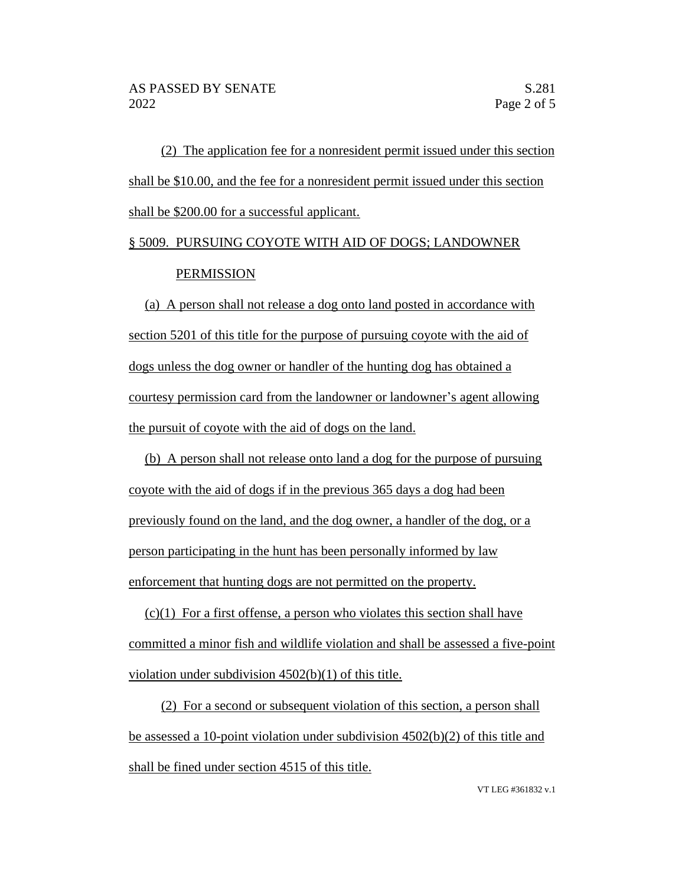(2) The application fee for a nonresident permit issued under this section shall be $10.00, and the fee for a nonresident permit issued under this section shall be $200.00 for a successful applicant.

§ 5009. PURSUING COYOTE WITH AID OF DOGS; LANDOWNER PERMISSION

(a) A person shall not release a dog onto land posted in accordance with section 5201 of this title for the purpose of pursuing coyote with the aid of dogs unless the dog owner or handler of the hunting dog has obtained a courtesy permission card from the landowner or landowner's agent allowing the pursuit of coyote with the aid of dogs on the land.

(b) A person shall not release onto land a dog for the purpose of pursuing coyote with the aid of dogs if in the previous 365 days a dog had been previously found on the land, and the dog owner, a handler of the dog, or a person participating in the hunt has been personally informed by law enforcement that hunting dogs are not permitted on the property.

(c)(1) For a first offense, a person who violates this section shall have committed a minor fish and wildlife violation and shall be assessed a five-point violation under subdivision 4502(b)(1) of this title.

(2) For a second or subsequent violation of this section, a person shall be assessed a 10-point violation under subdivision 4502(b)(2) of this title and shall be fined under section 4515 of this title.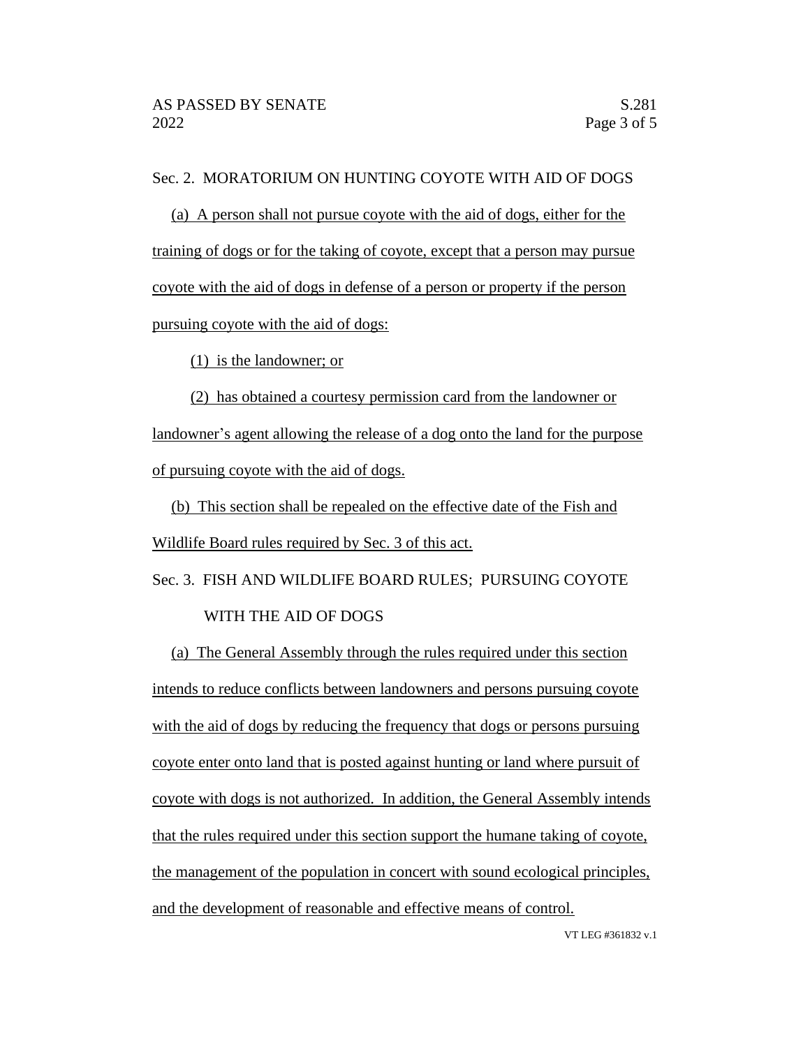Sec. 2. MORATORIUM ON HUNTING COYOTE WITH AID OF DOGS

(a) A person shall not pursue coyote with the aid of dogs, either for the training of dogs or for the taking of coyote, except that a person may pursue coyote with the aid of dogs in defense of a person or property if the person pursuing coyote with the aid of dogs:

(1) is the landowner; or

(2) has obtained a courtesy permission card from the landowner or landowner's agent allowing the release of a dog onto the land for the purpose of pursuing coyote with the aid of dogs.

(b) This section shall be repealed on the effective date of the Fish and Wildlife Board rules required by Sec. 3 of this act.

Sec. 3. FISH AND WILDLIFE BOARD RULES; PURSUING COYOTE WITH THE AID OF DOGS

(a) The General Assembly through the rules required under this section intends to reduce conflicts between landowners and persons pursuing coyote with the aid of dogs by reducing the frequency that dogs or persons pursuing coyote enter onto land that is posted against hunting or land where pursuit of coyote with dogs is not authorized. In addition, the General Assembly intends that the rules required under this section support the humane taking of coyote, the management of the population in concert with sound ecological principles, and the development of reasonable and effective means of control.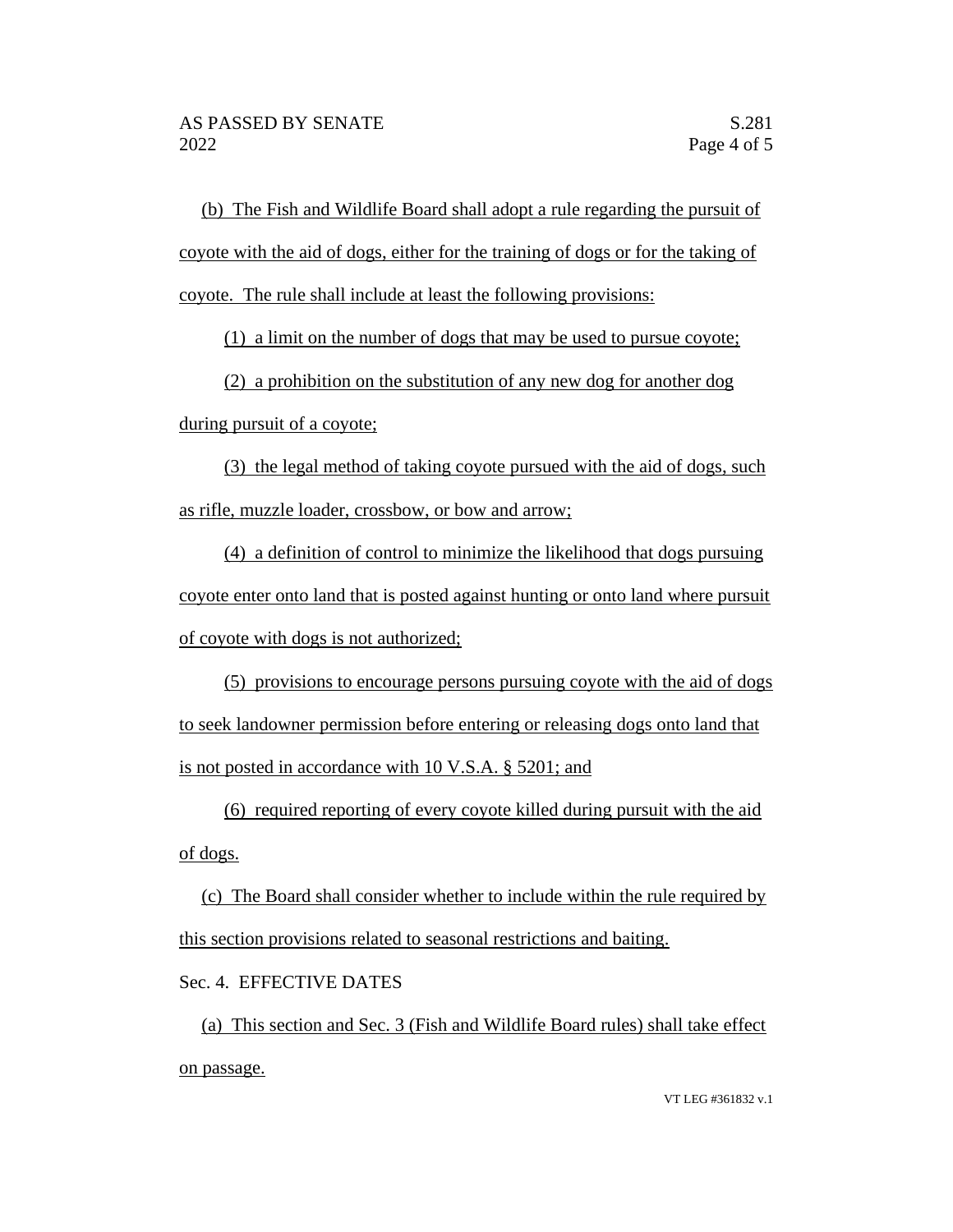(b) The Fish and Wildlife Board shall adopt a rule regarding the pursuit of coyote with the aid of dogs, either for the training of dogs or for the taking of coyote. The rule shall include at least the following provisions:

(1) a limit on the number of dogs that may be used to pursue coyote;

(2) a prohibition on the substitution of any new dog for another dog during pursuit of a coyote;

(3) the legal method of taking coyote pursued with the aid of dogs, such as rifle, muzzle loader, crossbow, or bow and arrow;

(4) a definition of control to minimize the likelihood that dogs pursuing coyote enter onto land that is posted against hunting or onto land where pursuit of coyote with dogs is not authorized;

(5) provisions to encourage persons pursuing coyote with the aid of dogs to seek landowner permission before entering or releasing dogs onto land that is not posted in accordance with 10 V.S.A. § 5201; and

(6) required reporting of every coyote killed during pursuit with the aid of dogs.

(c) The Board shall consider whether to include within the rule required by this section provisions related to seasonal restrictions and baiting.

Sec. 4. EFFECTIVE DATES

(a) This section and Sec. 3 (Fish and Wildlife Board rules) shall take effect on passage.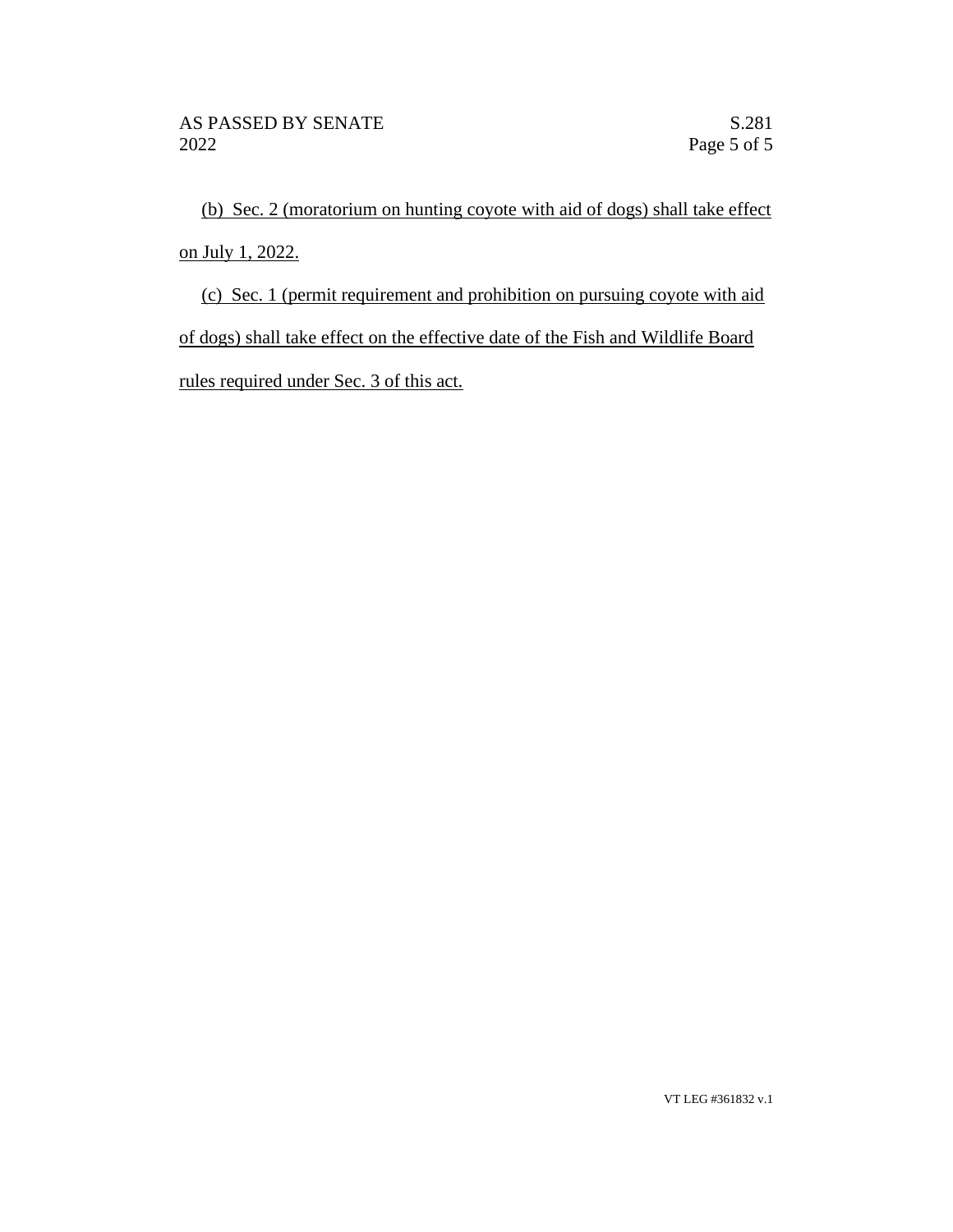(b) Sec. 2 (moratorium on hunting coyote with aid of dogs) shall take effect on July 1, 2022.

(c) Sec. 1 (permit requirement and prohibition on pursuing coyote with aid of dogs) shall take effect on the effective date of the Fish and Wildlife Board rules required under Sec. 3 of this act.